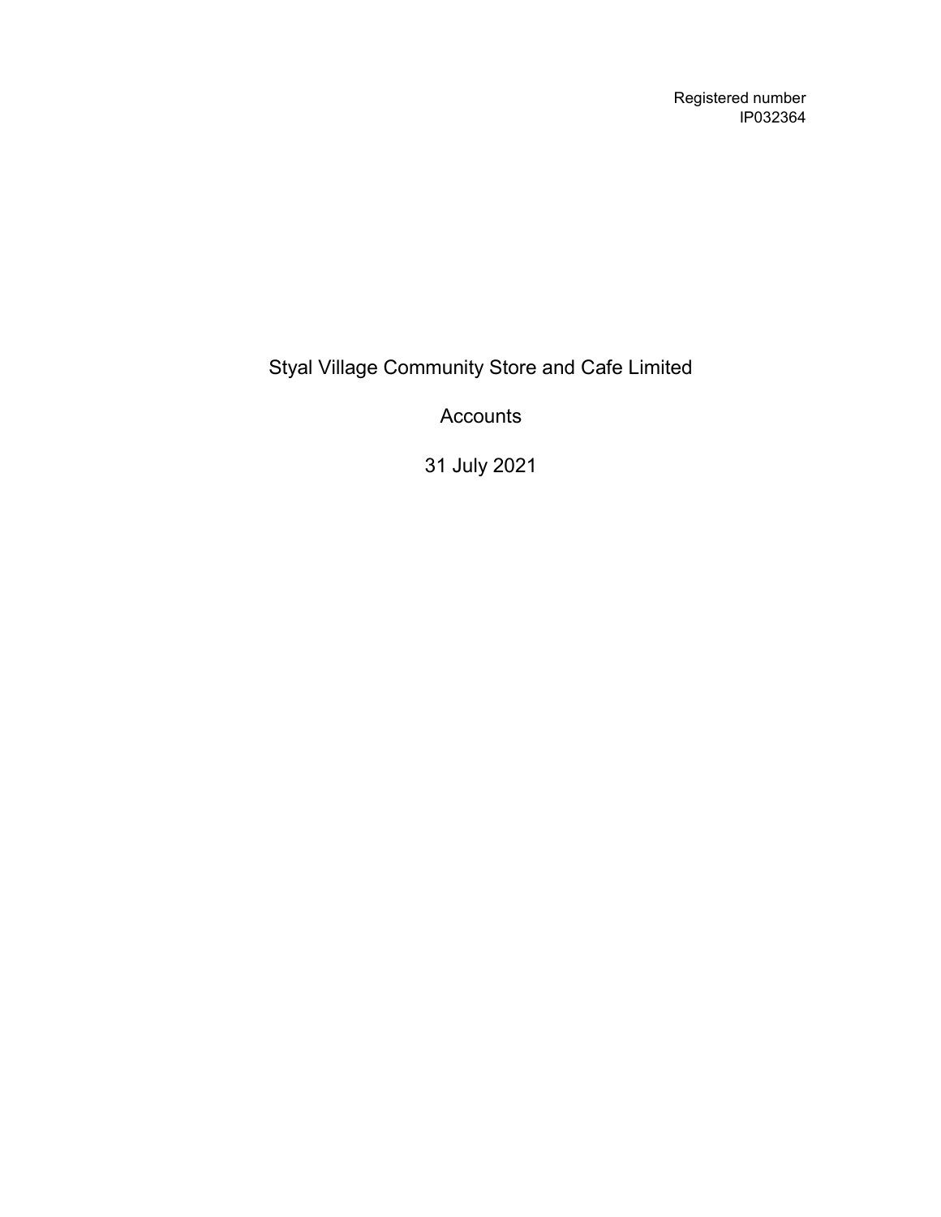Registered number
IP032364

# Styal Village Community Store and Cafe Limited

## Accounts

## 31 July 2021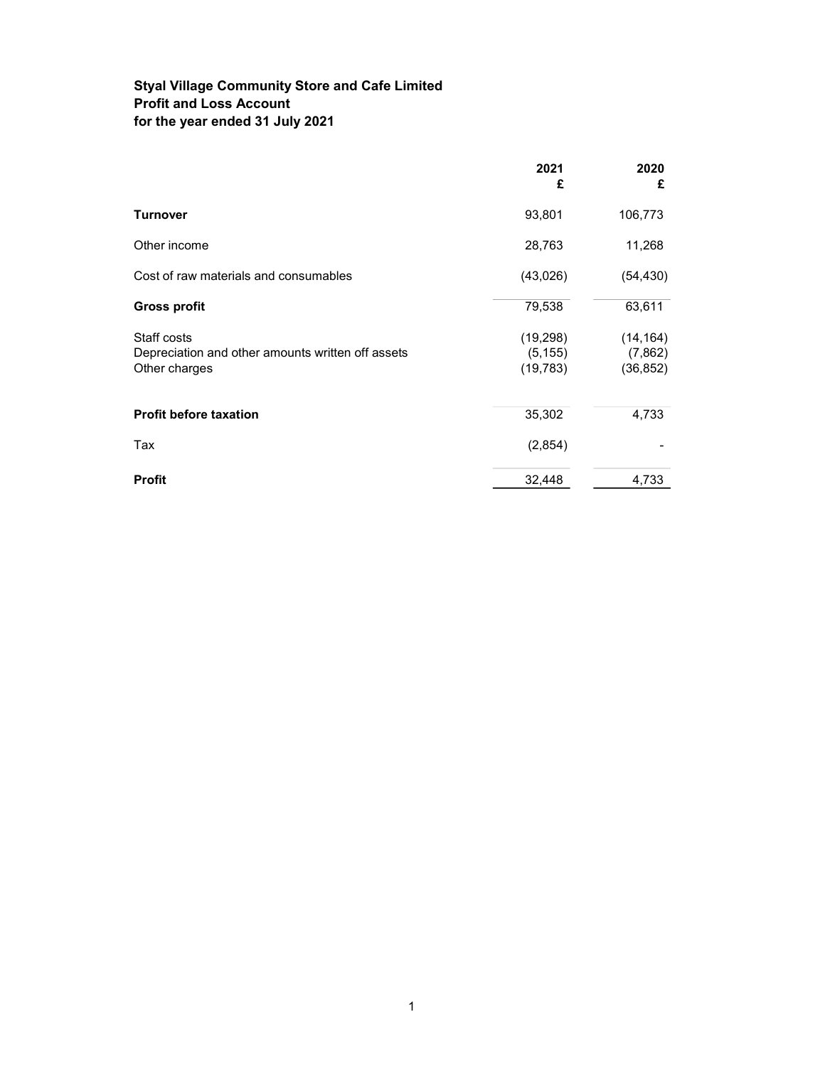**Styal Village Community Store and Cafe Limited**
**Profit and Loss Account**
**for the year ended 31 July 2021**

| | 2021<br>£ | 2020<br>£ |
|---|---|---|
| **Turnover** | 93,801 | 106,773 |
| Other income | 28,763 | 11,268 |
| Cost of raw materials and consumables | (43,026) | (54,430) |
| **Gross profit** | 79,538 | 63,611 |
| Staff costs | (19,298) | (14,164) |
| Depreciation and other amounts written off assets | (5,155) | (7,862) |
| Other charges | (19,783) | (36,852) |
| **Profit before taxation** | 35,302 | 4,733 |
| Tax | (2,854) | - |
| **Profit** | 32,448 | 4,733 |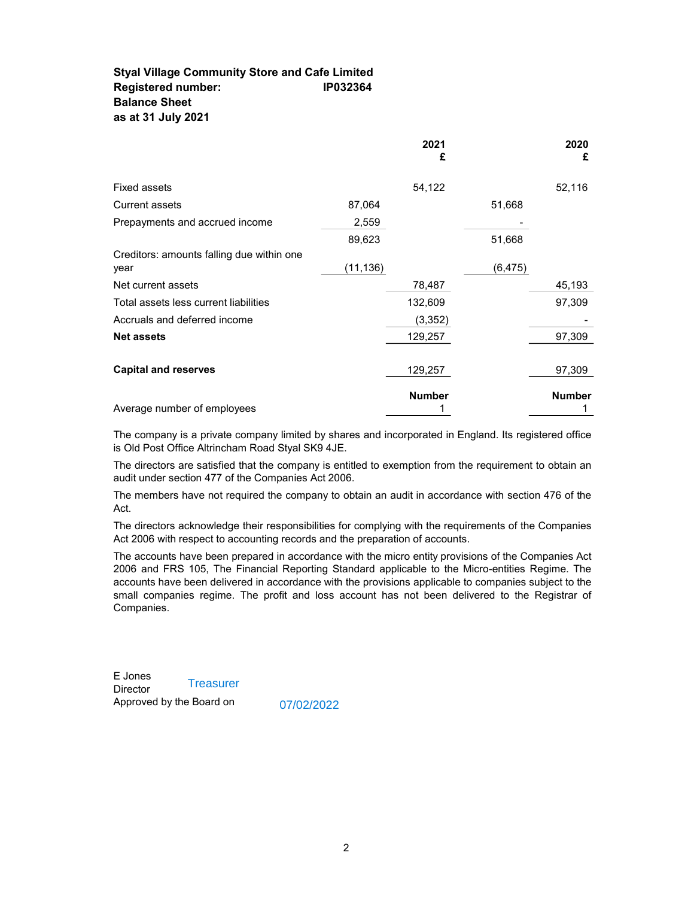**Styal Village Community Store and Cafe Limited**
**Registered number: IP032364**
**Balance Sheet**
**as at 31 July 2021**

| | | 2021 | | 2020 |
|---|---|---|---|---|
| | | £ | | £ |
| Fixed assets | | 54,122 | | 52,116 |
| Current assets | 87,064 | | 51,668 | |
| Prepayments and accrued income | 2,559 | | - | |
| | 89,623 | | 51,668 | |
| Creditors: amounts falling due within one year | (11,136) | | (6,475) | |
| Net current assets | | 78,487 | | 45,193 |
| Total assets less current liabilities | | 132,609 | | 97,309 |
| Accruals and deferred income | | (3,352) | | - |
| **Net assets** | | 129,257 | | 97,309 |
| **Capital and reserves** | | 129,257 | | 97,309 |
| | | **Number** | | **Number** |
| Average number of employees | | 1 | | 1 |

The company is a private company limited by shares and incorporated in England. Its registered office is Old Post Office Altrincham Road Styal SK9 4JE.

The directors are satisfied that the company is entitled to exemption from the requirement to obtain an audit under section 477 of the Companies Act 2006.

The members have not required the company to obtain an audit in accordance with section 476 of the Act.

The directors acknowledge their responsibilities for complying with the requirements of the Companies Act 2006 with respect to accounting records and the preparation of accounts.

The accounts have been prepared in accordance with the micro entity provisions of the Companies Act 2006 and FRS 105, The Financial Reporting Standard applicable to the Micro-entities Regime. The accounts have been delivered in accordance with the provisions applicable to companies subject to the small companies regime. The profit and loss account has not been delivered to the Registrar of Companies.

E Jones
Director Treasurer
Approved by the Board on 07/02/2022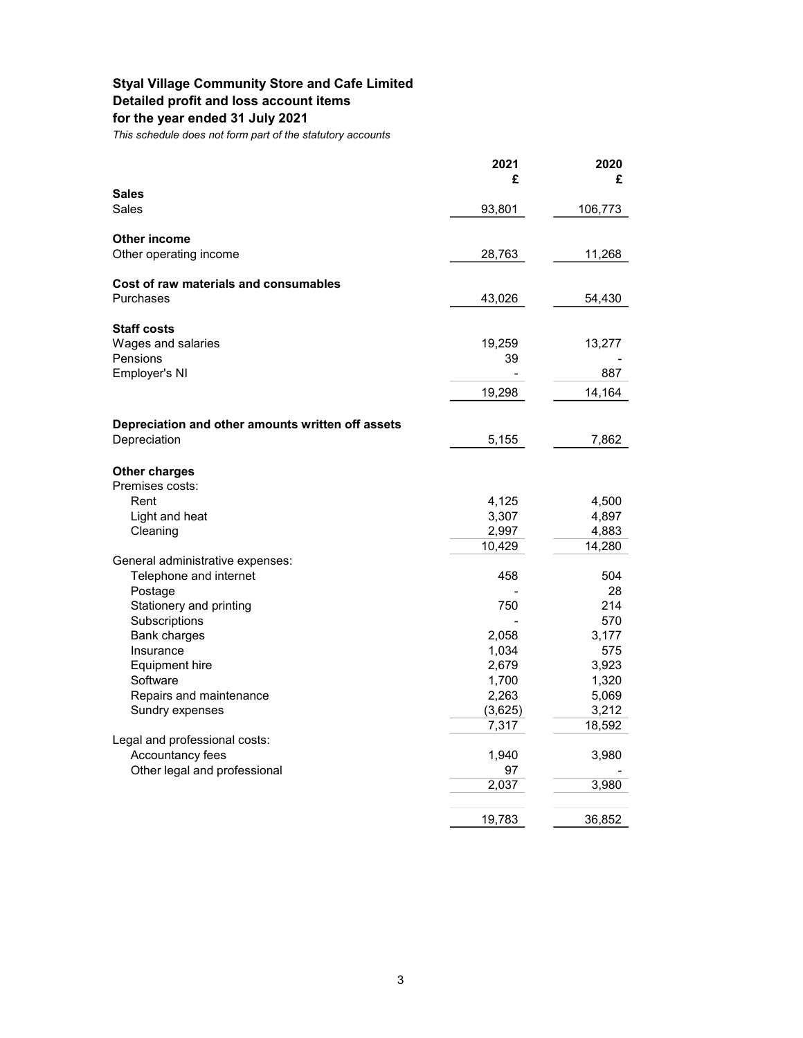**Styal Village Community Store and Cafe Limited**
**Detailed profit and loss account items**
**for the year ended 31 July 2021**
*This schedule does not form part of the statutory accounts*

| | 2021 £ | 2020 £ |
|---|---|---|
| **Sales** | | |
| Sales | 93,801 | 106,773 |
| | | |
| **Other income** | | |
| Other operating income | 28,763 | 11,268 |
| | | |
| **Cost of raw materials and consumables** | | |
| Purchases | 43,026 | 54,430 |
| | | |
| **Staff costs** | | |
| Wages and salaries | 19,259 | 13,277 |
| Pensions | 39 | - |
| Employer's NI | - | 887 |
| | 19,298 | 14,164 |
| | | |
| **Depreciation and other amounts written off assets** | | |
| Depreciation | 5,155 | 7,862 |
| | | |
| **Other charges** | | |
| Premises costs: | | |
| Rent | 4,125 | 4,500 |
| Light and heat | 3,307 | 4,897 |
| Cleaning | 2,997 | 4,883 |
| | 10,429 | 14,280 |
| General administrative expenses: | | |
| Telephone and internet | 458 | 504 |
| Postage | - | 28 |
| Stationery and printing | 750 | 214 |
| Subscriptions | - | 570 |
| Bank charges | 2,058 | 3,177 |
| Insurance | 1,034 | 575 |
| Equipment hire | 2,679 | 3,923 |
| Software | 1,700 | 1,320 |
| Repairs and maintenance | 2,263 | 5,069 |
| Sundry expenses | (3,625) | 3,212 |
| | 7,317 | 18,592 |
| Legal and professional costs: | | |
| Accountancy fees | 1,940 | 3,980 |
| Other legal and professional | 97 | - |
| | 2,037 | 3,980 |
| | | |
| | 19,783 | 36,852 |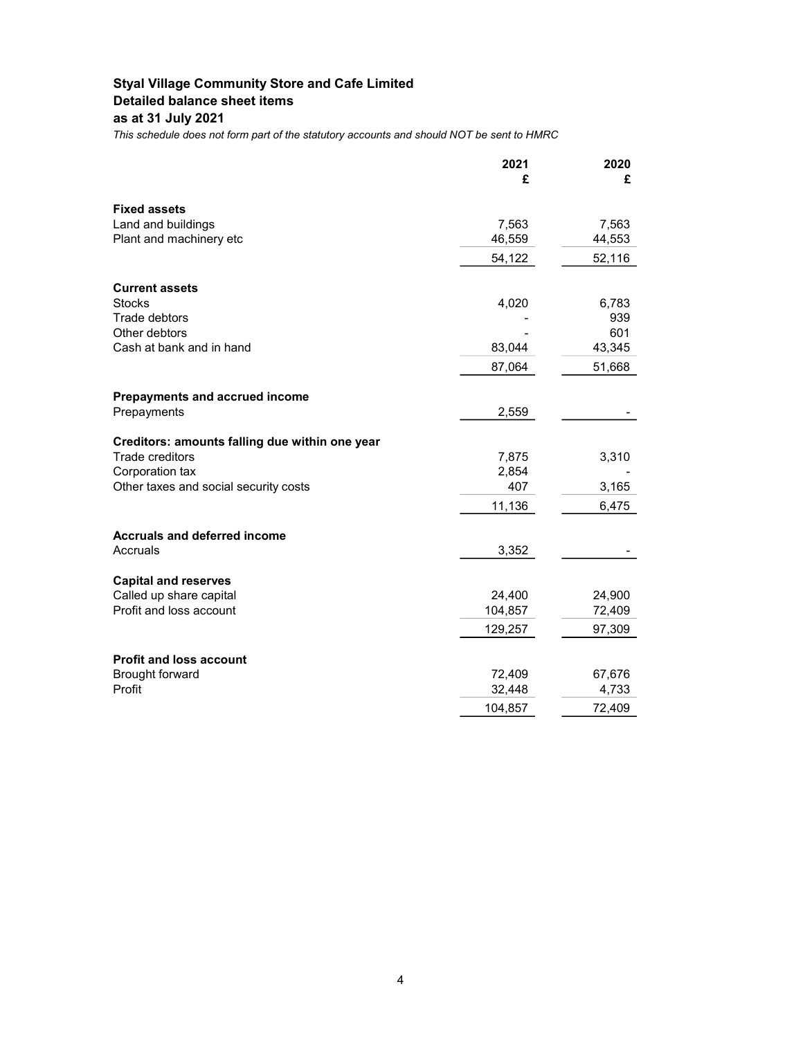**Styal Village Community Store and Cafe Limited**
**Detailed balance sheet items**
**as at 31 July 2021**

*This schedule does not form part of the statutory accounts and should NOT be sent to HMRC*

| | 2021<br>£ | 2020<br>£ |
|---|---|---|
| **Fixed assets** | | |
| Land and buildings | 7,563 | 7,563 |
| Plant and machinery etc | 46,559 | 44,553 |
| | 54,122 | 52,116 |
| **Current assets** | | |
| Stocks | 4,020 | 6,783 |
| Trade debtors | - | 939 |
| Other debtors | - | 601 |
| Cash at bank and in hand | 83,044 | 43,345 |
| | 87,064 | 51,668 |
| **Prepayments and accrued income** | | |
| Prepayments | 2,559 | - |
| **Creditors: amounts falling due within one year** | | |
| Trade creditors | 7,875 | 3,310 |
| Corporation tax | 2,854 | - |
| Other taxes and social security costs | 407 | 3,165 |
| | 11,136 | 6,475 |
| **Accruals and deferred income** | | |
| Accruals | 3,352 | - |
| **Capital and reserves** | | |
| Called up share capital | 24,400 | 24,900 |
| Profit and loss account | 104,857 | 72,409 |
| | 129,257 | 97,309 |
| **Profit and loss account** | | |
| Brought forward | 72,409 | 67,676 |
| Profit | 32,448 | 4,733 |
| | 104,857 | 72,409 |